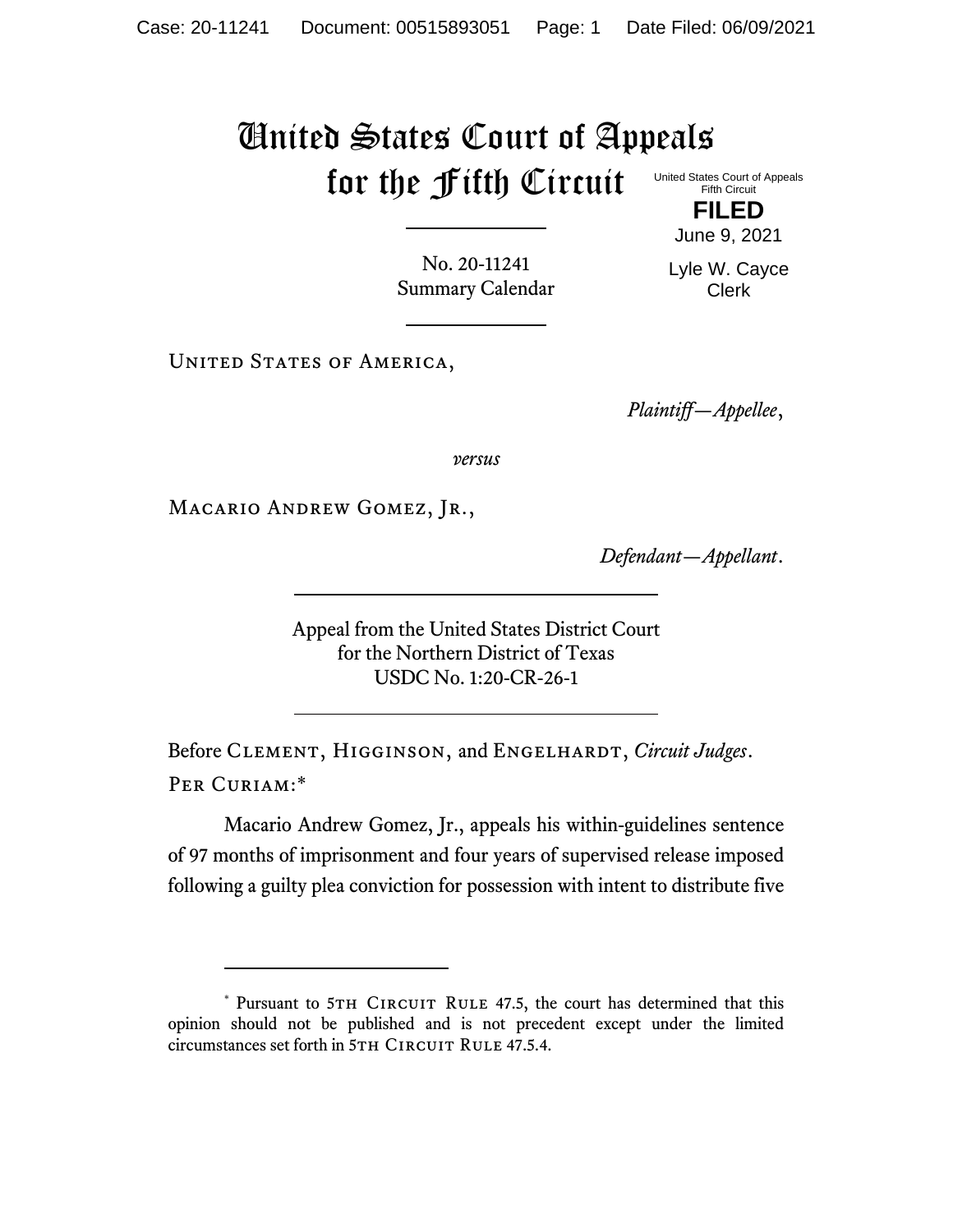# United States Court of Appeals for the Fifth Circuit

United States Court of Appeals
Fifth Circuit

**FILED**

June 9, 2021

Lyle W. Cayce
Clerk

No. 20-11241
Summary Calendar

UNITED STATES OF AMERICA,

*Plaintiff—Appellee*,

*versus*

MACARIO ANDREW GOMEZ, JR.,

*Defendant—Appellant*.

Appeal from the United States District Court
for the Northern District of Texas
USDC No. 1:20-CR-26-1

Before CLEMENT, HIGGINSON, and ENGELHARDT, *Circuit Judges*.

PER CURIAM:*

Macario Andrew Gomez, Jr., appeals his within-guidelines sentence of 97 months of imprisonment and four years of supervised release imposed following a guilty plea conviction for possession with intent to distribute five

---

\* Pursuant to 5TH CIRCUIT RULE 47.5, the court has determined that this opinion should not be published and is not precedent except under the limited circumstances set forth in 5TH CIRCUIT RULE 47.5.4.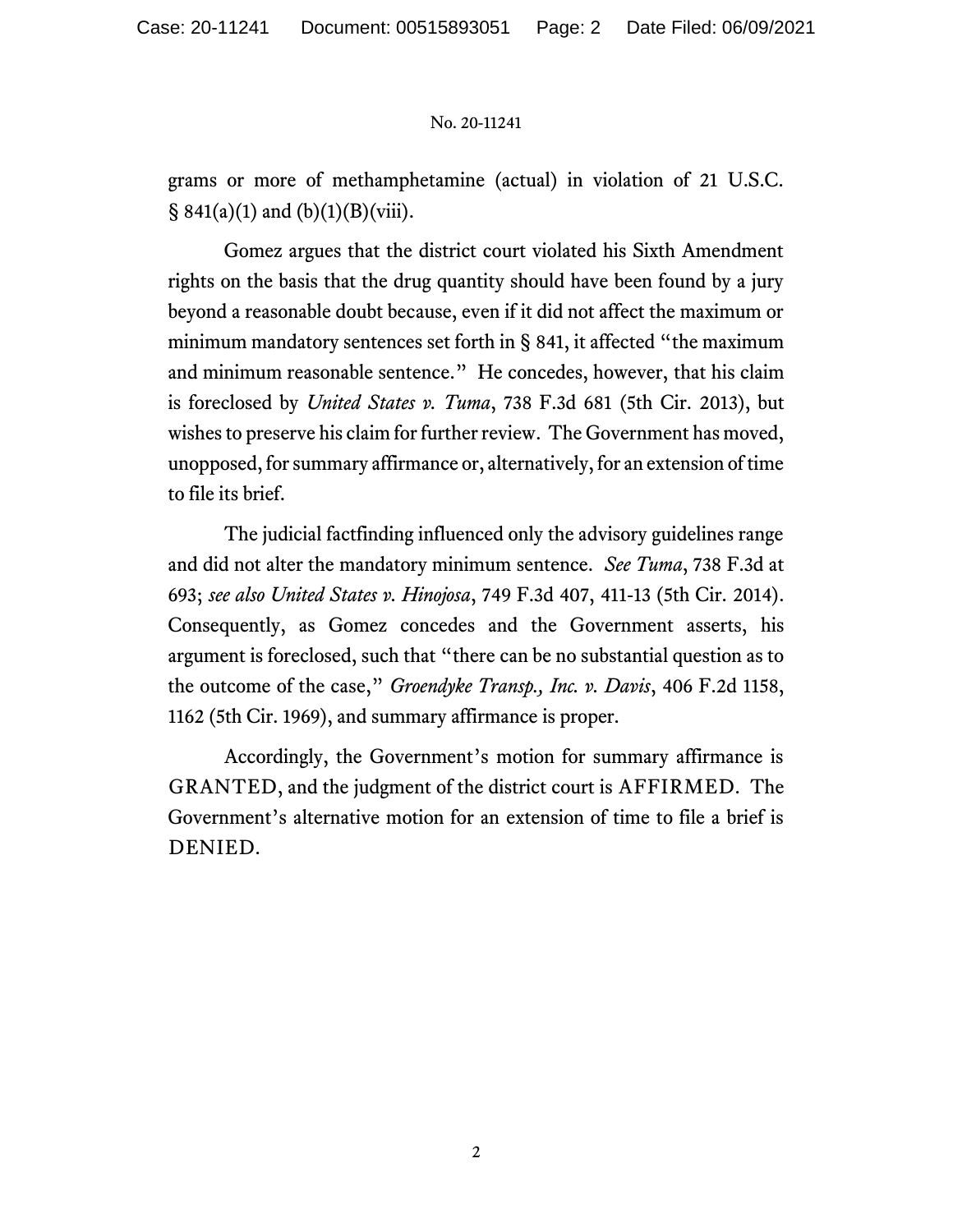grams or more of methamphetamine (actual) in violation of 21 U.S.C. § 841(a)(1) and (b)(1)(B)(viii).

Gomez argues that the district court violated his Sixth Amendment rights on the basis that the drug quantity should have been found by a jury beyond a reasonable doubt because, even if it did not affect the maximum or minimum mandatory sentences set forth in § 841, it affected "the maximum and minimum reasonable sentence." He concedes, however, that his claim is foreclosed by *United States v. Tuma*, 738 F.3d 681 (5th Cir. 2013), but wishes to preserve his claim for further review. The Government has moved, unopposed, for summary affirmance or, alternatively, for an extension of time to file its brief.

The judicial factfinding influenced only the advisory guidelines range and did not alter the mandatory minimum sentence. *See Tuma*, 738 F.3d at 693; *see also United States v. Hinojosa*, 749 F.3d 407, 411-13 (5th Cir. 2014). Consequently, as Gomez concedes and the Government asserts, his argument is foreclosed, such that "there can be no substantial question as to the outcome of the case," *Groendyke Transp., Inc. v. Davis*, 406 F.2d 1158, 1162 (5th Cir. 1969), and summary affirmance is proper.

Accordingly, the Government's motion for summary affirmance is GRANTED, and the judgment of the district court is AFFIRMED. The Government's alternative motion for an extension of time to file a brief is DENIED.